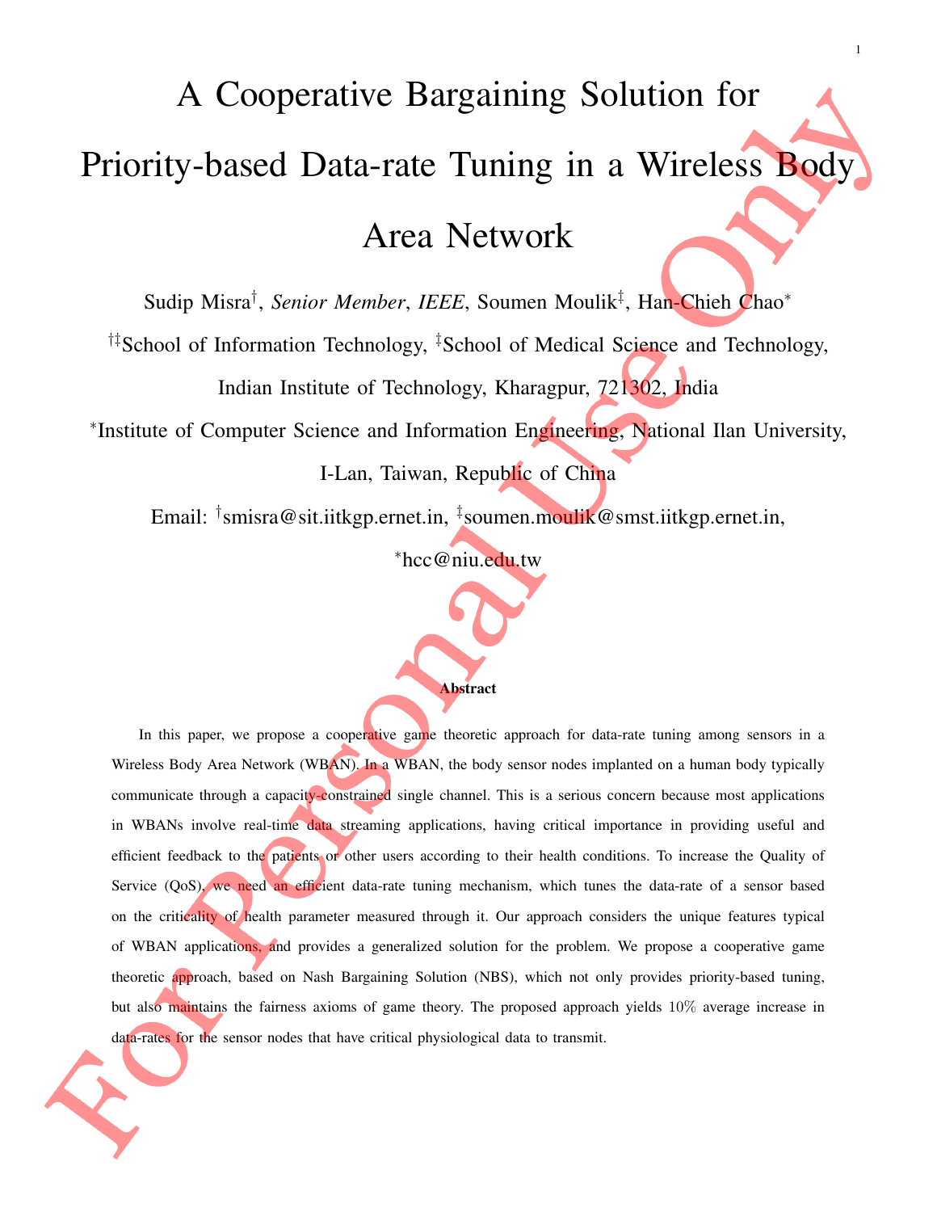# A Cooperative Bargaining Solution for Priority-based Data-rate Tuning in a Wireless Body Area Network

Sudip Misra[†], *Senior Member*, *IEEE*, Soumen Moulik[‡], Han-Chieh Chao[*]

[†‡]School of Information Technology, [‡]School of Medical Science and Technology,

Indian Institute of Technology, Kharagpur, 721302, India

[*]Institute of Computer Science and Information Engineering, National Ilan University,

I-Lan, Taiwan, Republic of China

Email: [†]smisra@sit.iitkgp.ernet.in, [‡]soumen.moulik@smst.iitkgp.ernet.in,

[*]hcc@niu.edu.tw

**Abstract**

In this paper, we propose a cooperative game theoretic approach for data-rate tuning among sensors in a Wireless Body Area Network (WBAN). In a WBAN, the body sensor nodes implanted on a human body typically communicate through a capacity-constrained single channel. This is a serious concern because most applications in WBANs involve real-time data streaming applications, having critical importance in providing useful and efficient feedback to the patients or other users according to their health conditions. To increase the Quality of Service (QoS), we need an efficient data-rate tuning mechanism, which tunes the data-rate of a sensor based on the criticality of health parameter measured through it. Our approach considers the unique features typical of WBAN applications, and provides a generalized solution for the problem. We propose a cooperative game theoretic approach, based on Nash Bargaining Solution (NBS), which not only provides priority-based tuning, but also maintains the fairness axioms of game theory. The proposed approach yields 10% average increase in data-rates for the sensor nodes that have critical physiological data to transmit.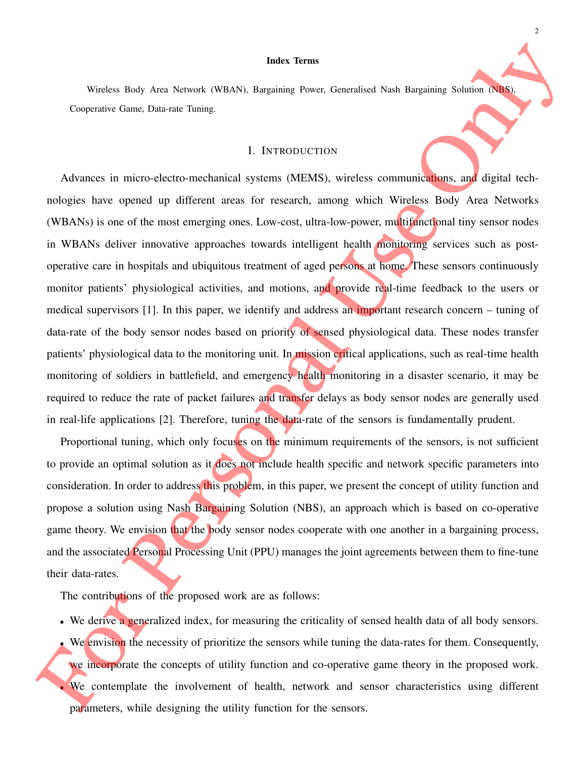**Index Terms**

Wireless Body Area Network (WBAN), Bargaining Power, Generalised Nash Bargaining Solution (NBS), Cooperative Game, Data-rate Tuning.

# I. Introduction

Advances in micro-electro-mechanical systems (MEMS), wireless communications, and digital technologies have opened up different areas for research, among which Wireless Body Area Networks (WBANs) is one of the most emerging ones. Low-cost, ultra-low-power, multifunctional tiny sensor nodes in WBANs deliver innovative approaches towards intelligent health monitoring services such as post-operative care in hospitals and ubiquitous treatment of aged persons at home. These sensors continuously monitor patients' physiological activities, and motions, and provide real-time feedback to the users or medical supervisors [1]. In this paper, we identify and address an important research concern – tuning of data-rate of the body sensor nodes based on priority of sensed physiological data. These nodes transfer patients' physiological data to the monitoring unit. In mission critical applications, such as real-time health monitoring of soldiers in battlefield, and emergency health monitoring in a disaster scenario, it may be required to reduce the rate of packet failures and transfer delays as body sensor nodes are generally used in real-life applications [2]. Therefore, tuning the data-rate of the sensors is fundamentally prudent.

Proportional tuning, which only focuses on the minimum requirements of the sensors, is not sufficient to provide an optimal solution as it does not include health specific and network specific parameters into consideration. In order to address this problem, in this paper, we present the concept of utility function and propose a solution using Nash Bargaining Solution (NBS), an approach which is based on co-operative game theory. We envision that the body sensor nodes cooperate with one another in a bargaining process, and the associated Personal Processing Unit (PPU) manages the joint agreements between them to fine-tune their data-rates.

The contributions of the proposed work are as follows:

- We derive a generalized index, for measuring the criticality of sensed health data of all body sensors.
- We envision the necessity of prioritize the sensors while tuning the data-rates for them. Consequently, we incorporate the concepts of utility function and co-operative game theory in the proposed work.
- We contemplate the involvement of health, network and sensor characteristics using different parameters, while designing the utility function for the sensors.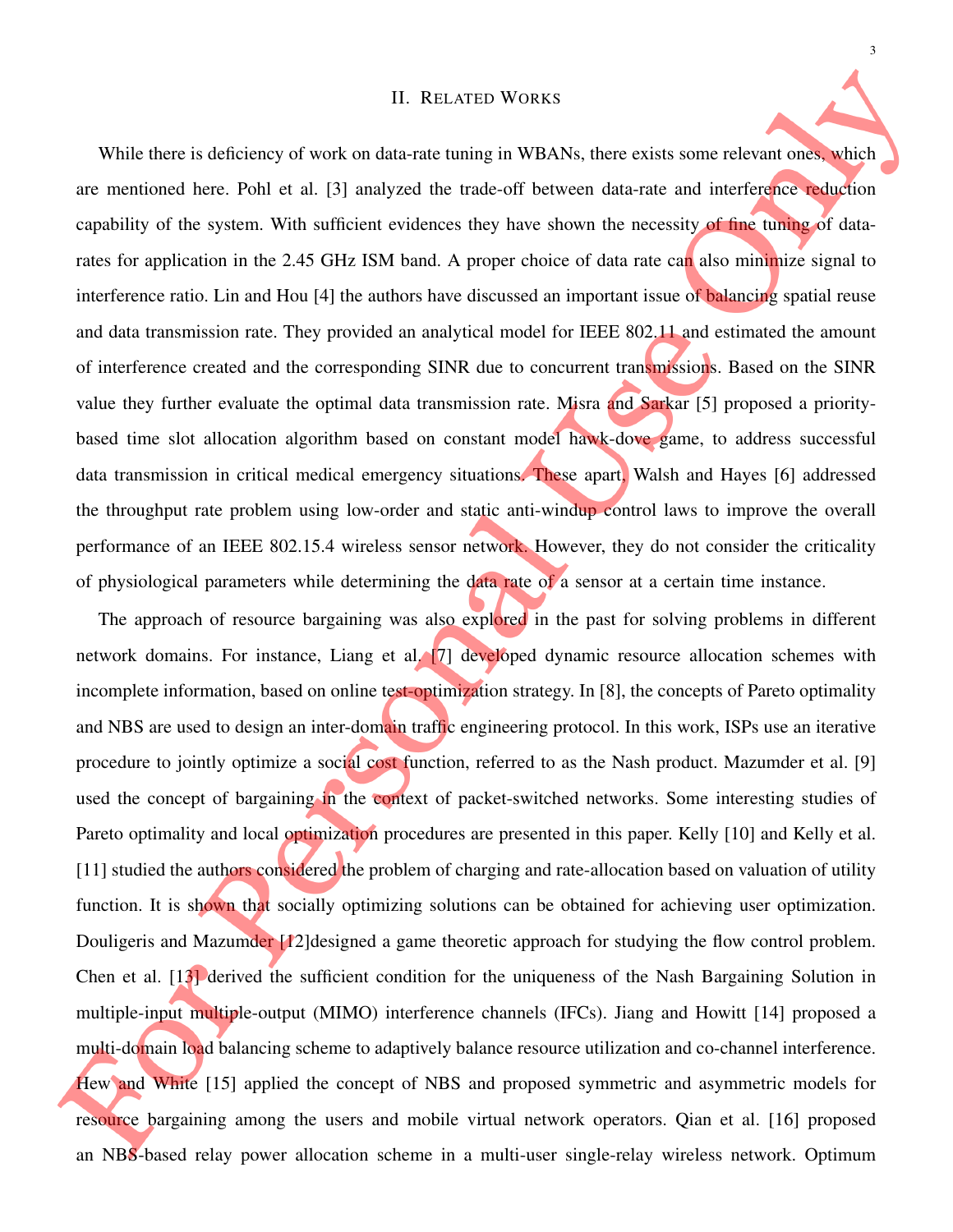## II. Related Works

While there is deficiency of work on data-rate tuning in WBANs, there exists some relevant ones, which are mentioned here. Pohl et al. [3] analyzed the trade-off between data-rate and interference reduction capability of the system. With sufficient evidences they have shown the necessity of fine tuning of data-rates for application in the 2.45 GHz ISM band. A proper choice of data rate can also minimize signal to interference ratio. Lin and Hou [4] the authors have discussed an important issue of balancing spatial reuse and data transmission rate. They provided an analytical model for IEEE 802.11 and estimated the amount of interference created and the corresponding SINR due to concurrent transmissions. Based on the SINR value they further evaluate the optimal data transmission rate. Misra and Sarkar [5] proposed a priority-based time slot allocation algorithm based on constant model hawk-dove game, to address successful data transmission in critical medical emergency situations. These apart, Walsh and Hayes [6] addressed the throughput rate problem using low-order and static anti-windup control laws to improve the overall performance of an IEEE 802.15.4 wireless sensor network. However, they do not consider the criticality of physiological parameters while determining the data rate of a sensor at a certain time instance.

The approach of resource bargaining was also explored in the past for solving problems in different network domains. For instance, Liang et al. [7] developed dynamic resource allocation schemes with incomplete information, based on online test-optimization strategy. In [8], the concepts of Pareto optimality and NBS are used to design an inter-domain traffic engineering protocol. In this work, ISPs use an iterative procedure to jointly optimize a social cost function, referred to as the Nash product. Mazumder et al. [9] used the concept of bargaining in the context of packet-switched networks. Some interesting studies of Pareto optimality and local optimization procedures are presented in this paper. Kelly [10] and Kelly et al. [11] studied the authors considered the problem of charging and rate-allocation based on valuation of utility function. It is shown that socially optimizing solutions can be obtained for achieving user optimization. Douligeris and Mazumder [12]designed a game theoretic approach for studying the flow control problem. Chen et al. [13] derived the sufficient condition for the uniqueness of the Nash Bargaining Solution in multiple-input multiple-output (MIMO) interference channels (IFCs). Jiang and Howitt [14] proposed a multi-domain load balancing scheme to adaptively balance resource utilization and co-channel interference. Hew and White [15] applied the concept of NBS and proposed symmetric and asymmetric models for resource bargaining among the users and mobile virtual network operators. Qian et al. [16] proposed an NBS-based relay power allocation scheme in a multi-user single-relay wireless network. Optimum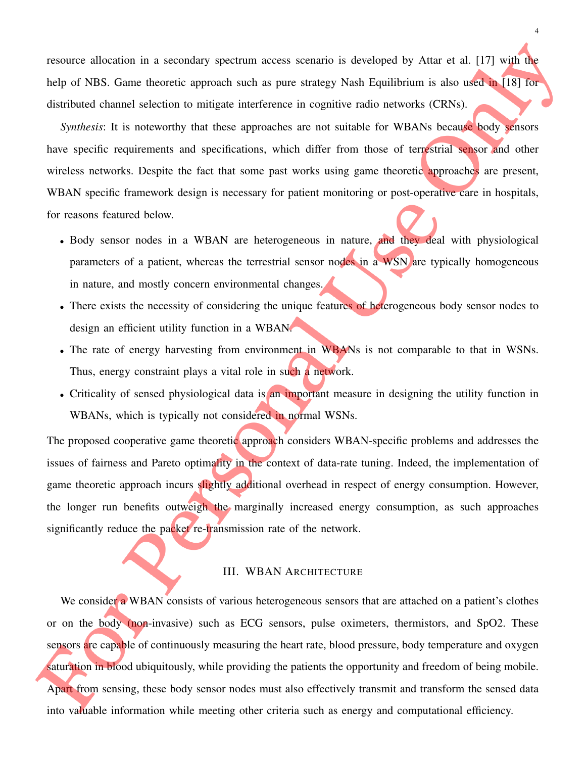resource allocation in a secondary spectrum access scenario is developed by Attar et al. [17] with the help of NBS. Game theoretic approach such as pure strategy Nash Equilibrium is also used in [18] for distributed channel selection to mitigate interference in cognitive radio networks (CRNs).

*Synthesis*: It is noteworthy that these approaches are not suitable for WBANs because body sensors have specific requirements and specifications, which differ from those of terrestrial sensor and other wireless networks. Despite the fact that some past works using game theoretic approaches are present, WBAN specific framework design is necessary for patient monitoring or post-operative care in hospitals, for reasons featured below.

- Body sensor nodes in a WBAN are heterogeneous in nature, and they deal with physiological parameters of a patient, whereas the terrestrial sensor nodes in a WSN are typically homogeneous in nature, and mostly concern environmental changes.
- There exists the necessity of considering the unique features of heterogeneous body sensor nodes to design an efficient utility function in a WBAN.
- The rate of energy harvesting from environment in WBANs is not comparable to that in WSNs. Thus, energy constraint plays a vital role in such a network.
- Criticality of sensed physiological data is an important measure in designing the utility function in WBANs, which is typically not considered in normal WSNs.

The proposed cooperative game theoretic approach considers WBAN-specific problems and addresses the issues of fairness and Pareto optimality in the context of data-rate tuning. Indeed, the implementation of game theoretic approach incurs slightly additional overhead in respect of energy consumption. However, the longer run benefits outweigh the marginally increased energy consumption, as such approaches significantly reduce the packet re-transmission rate of the network.

## III. WBAN Architecture

We consider a WBAN consists of various heterogeneous sensors that are attached on a patient's clothes or on the body (non-invasive) such as ECG sensors, pulse oximeters, thermistors, and SpO2. These sensors are capable of continuously measuring the heart rate, blood pressure, body temperature and oxygen saturation in blood ubiquitously, while providing the patients the opportunity and freedom of being mobile. Apart from sensing, these body sensor nodes must also effectively transmit and transform the sensed data into valuable information while meeting other criteria such as energy and computational efficiency.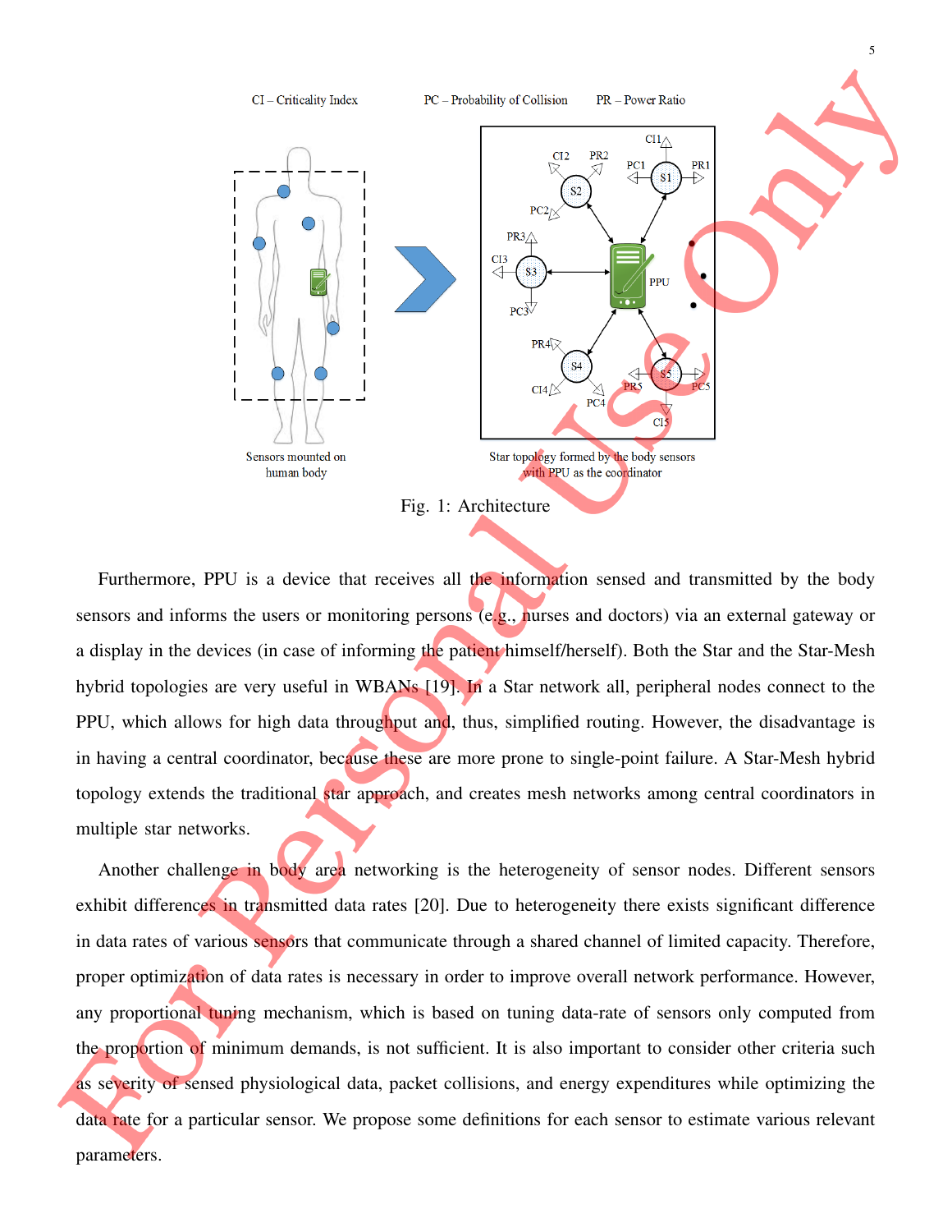Fig. 1: Architecture

Furthermore, PPU is a device that receives all the information sensed and transmitted by the body sensors and informs the users or monitoring persons (e.g., nurses and doctors) via an external gateway or a display in the devices (in case of informing the patient himself/herself). Both the Star and the Star-Mesh hybrid topologies are very useful in WBANs [19]. In a Star network all, peripheral nodes connect to the PPU, which allows for high data throughput and, thus, simplified routing. However, the disadvantage is in having a central coordinator, because these are more prone to single-point failure. A Star-Mesh hybrid topology extends the traditional star approach, and creates mesh networks among central coordinators in multiple star networks.

Another challenge in body area networking is the heterogeneity of sensor nodes. Different sensors exhibit differences in transmitted data rates [20]. Due to heterogeneity there exists significant difference in data rates of various sensors that communicate through a shared channel of limited capacity. Therefore, proper optimization of data rates is necessary in order to improve overall network performance. However, any proportional tuning mechanism, which is based on tuning data-rate of sensors only computed from the proportion of minimum demands, is not sufficient. It is also important to consider other criteria such as severity of sensed physiological data, packet collisions, and energy expenditures while optimizing the data rate for a particular sensor. We propose some definitions for each sensor to estimate various relevant parameters.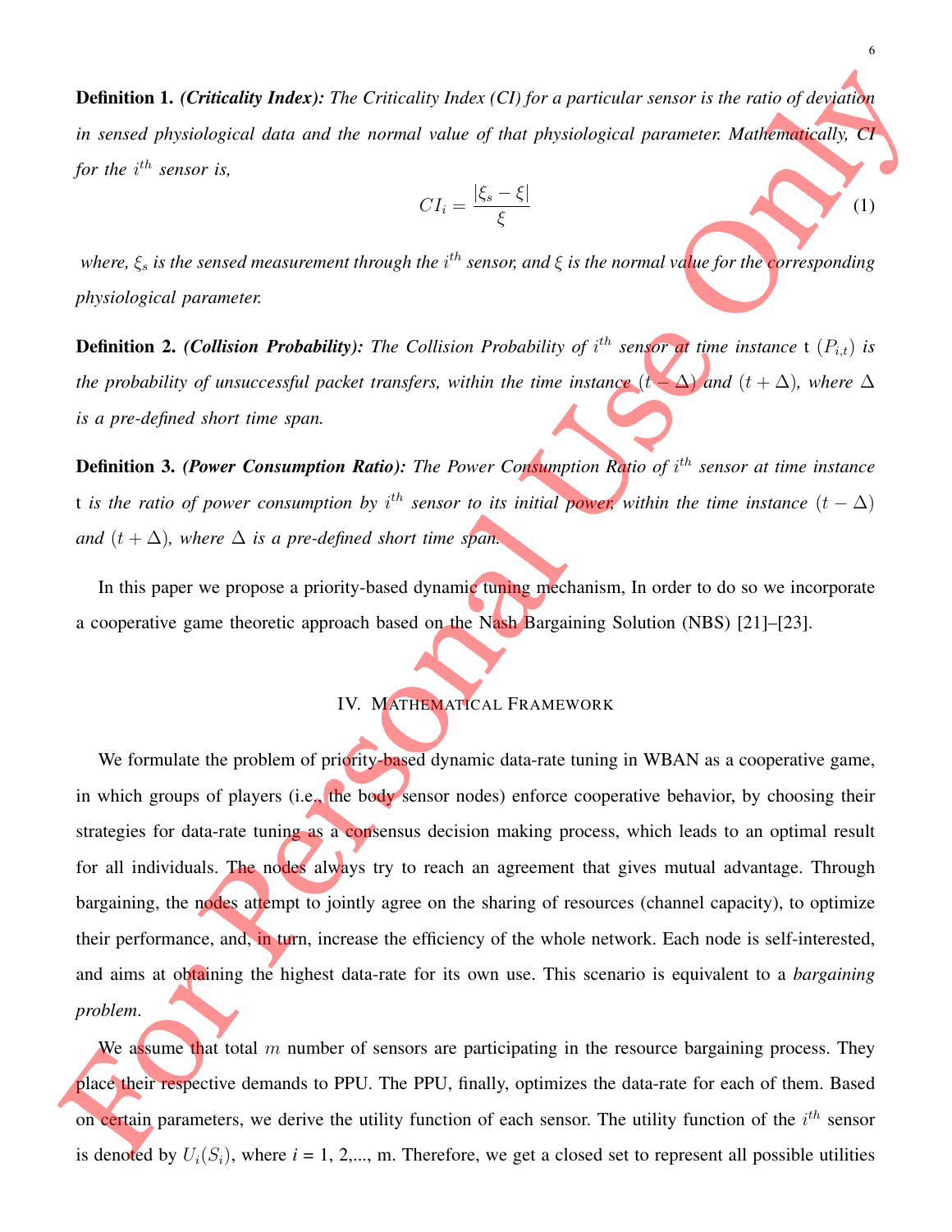**Definition 1.** ***(Criticality Index):*** *The Criticality Index (CI) for a particular sensor is the ratio of deviation in sensed physiological data and the normal value of that physiological parameter. Mathematically, CI for the $i^{th}$ sensor is,*

$$CI_i = \frac{|\xi_s - \xi|}{\xi} \tag{1}$$

*where, $\xi_s$ is the sensed measurement through the $i^{th}$ sensor, and $\xi$ is the normal value for the corresponding physiological parameter.*

**Definition 2.** ***(Collision Probability):*** *The Collision Probability of $i^{th}$ sensor at time instance* t *($P_{i,t}$) is the probability of unsuccessful packet transfers, within the time instance $(t - \Delta)$ and $(t + \Delta)$, where $\Delta$ is a pre-defined short time span.*

**Definition 3.** ***(Power Consumption Ratio):*** *The Power Consumption Ratio of $i^{th}$ sensor at time instance* t *is the ratio of power consumption by $i^{th}$ sensor to its initial power, within the time instance $(t - \Delta)$ and $(t + \Delta)$, where $\Delta$ is a pre-defined short time span.*

In this paper we propose a priority-based dynamic tuning mechanism, In order to do so we incorporate a cooperative game theoretic approach based on the Nash Bargaining Solution (NBS) [21]–[23].

## IV. Mathematical Framework

We formulate the problem of priority-based dynamic data-rate tuning in WBAN as a cooperative game, in which groups of players (i.e., the body sensor nodes) enforce cooperative behavior, by choosing their strategies for data-rate tuning as a consensus decision making process, which leads to an optimal result for all individuals. The nodes always try to reach an agreement that gives mutual advantage. Through bargaining, the nodes attempt to jointly agree on the sharing of resources (channel capacity), to optimize their performance, and, in turn, increase the efficiency of the whole network. Each node is self-interested, and aims at obtaining the highest data-rate for its own use. This scenario is equivalent to a *bargaining problem*.

We assume that total $m$ number of sensors are participating in the resource bargaining process. They place their respective demands to PPU. The PPU, finally, optimizes the data-rate for each of them. Based on certain parameters, we derive the utility function of each sensor. The utility function of the $i^{th}$ sensor is denoted by $U_i(S_i)$, where $i$ = 1, 2,..., m. Therefore, we get a closed set to represent all possible utilities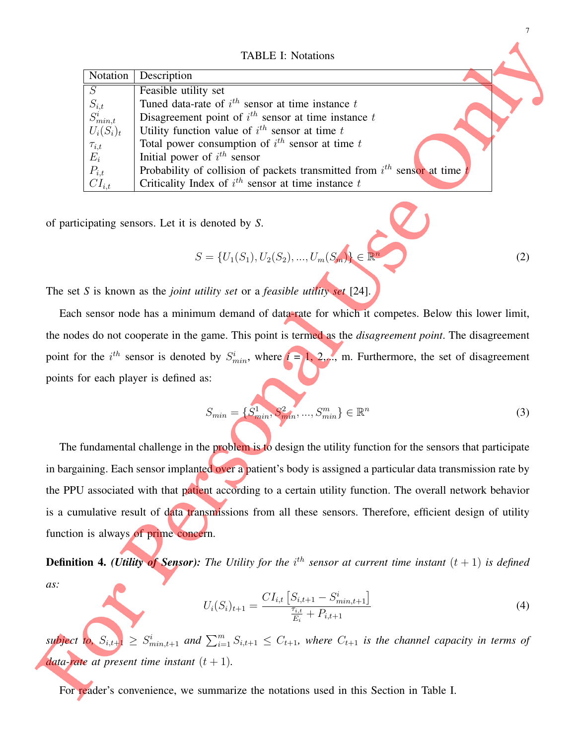TABLE I: Notations

| Notation | Description |
|---|---|
| $S$ | Feasible utility set |
| $S_{i,t}$ | Tuned data-rate of $i^{th}$ sensor at time instance $t$ |
| $S^i_{min,t}$ | Disagreement point of $i^{th}$ sensor at time instance $t$ |
| $U_i(S_i)_t$ | Utility function value of $i^{th}$ sensor at time $t$ |
| $\tau_{i,t}$ | Total power consumption of $i^{th}$ sensor at time $t$ |
| $E_i$ | Initial power of $i^{th}$ sensor |
| $P_{i,t}$ | Probability of collision of packets transmitted from $i^{th}$ sensor at time $t$ |
| $CI_{i,t}$ | Criticality Index of $i^{th}$ sensor at time instance $t$ |

of participating sensors. Let it is denoted by *S*.

$$S = \{U_1(S_1), U_2(S_2), ..., U_m(S_m)\} \in \mathbb{R}^n \tag{2}$$

The set *S* is known as the *joint utility set* or a *feasible utility set* [24].

Each sensor node has a minimum demand of data-rate for which it competes. Below this lower limit, the nodes do not cooperate in the game. This point is termed as the *disagreement point*. The disagreement point for the $i^{th}$ sensor is denoted by $S^i_{min}$, where $i$ = 1, 2,..., m. Furthermore, the set of disagreement points for each player is defined as:

$$S_{min} = \{S^1_{min}, S^2_{min}, ..., S^m_{min}\} \in \mathbb{R}^n \tag{3}$$

The fundamental challenge in the problem is to design the utility function for the sensors that participate in bargaining. Each sensor implanted over a patient's body is assigned a particular data transmission rate by the PPU associated with that patient according to a certain utility function. The overall network behavior is a cumulative result of data transmissions from all these sensors. Therefore, efficient design of utility function is always of prime concern.

**Definition 4.** ***(Utility of Sensor):*** *The Utility for the $i^{th}$ sensor at current time instant $(t+1)$ is defined as:*

$$U_i(S_i)_{t+1} = \frac{CI_{i,t}\left[S_{i,t+1} - S^i_{min,t+1}\right]}{\frac{\tau_{i,t}}{E_i} + P_{i,t+1}} \tag{4}$$

*subject to, $S_{i,t+1} \geq S^i_{min,t+1}$ and $\sum_{i=1}^{m} S_{i,t+1} \leq C_{t+1}$, where $C_{t+1}$ is the channel capacity in terms of data-rate at present time instant $(t+1)$.*

For reader's convenience, we summarize the notations used in this Section in Table I.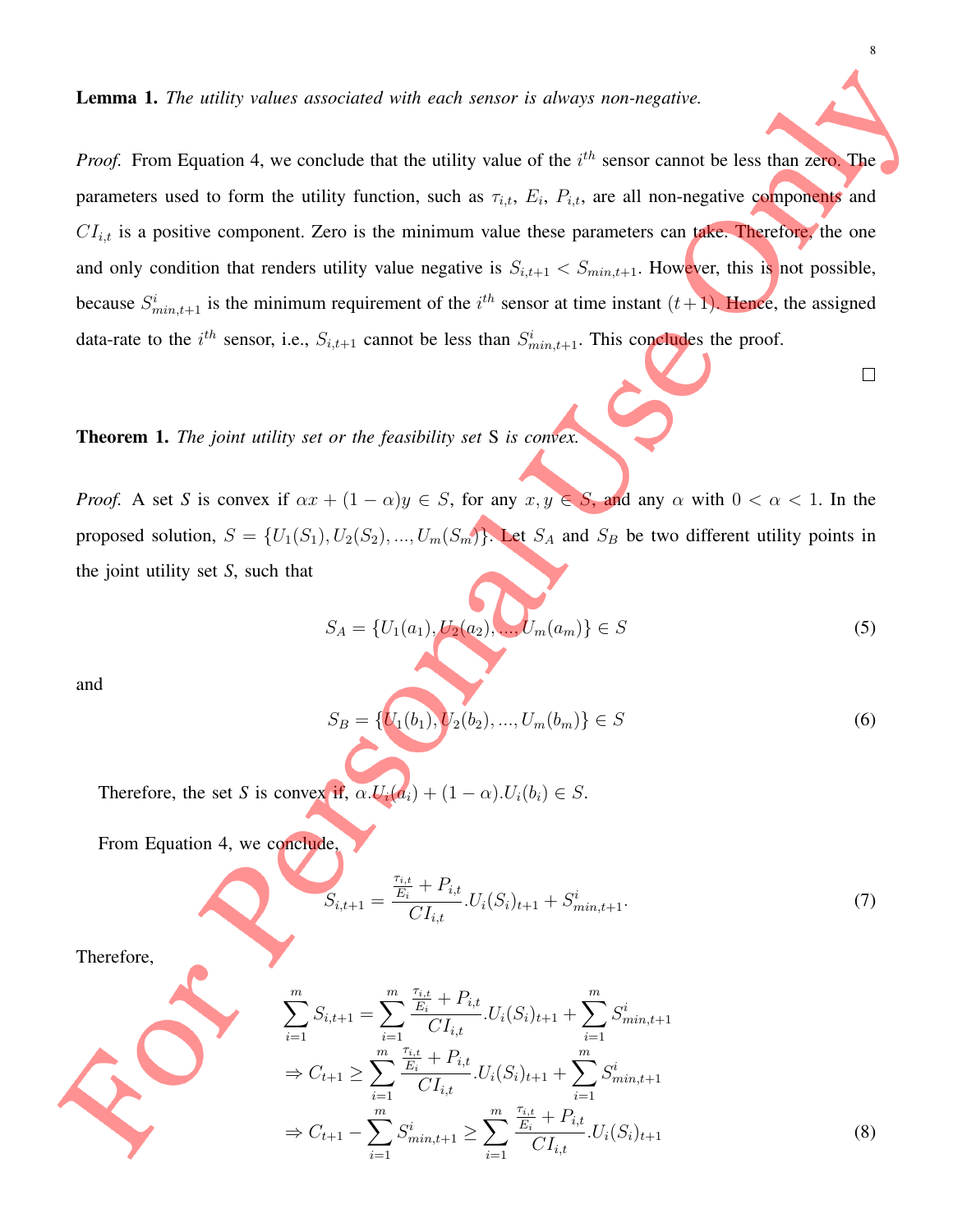**Lemma 1.** *The utility values associated with each sensor is always non-negative.*

*Proof.* From Equation 4, we conclude that the utility value of the $i^{th}$ sensor cannot be less than zero. The parameters used to form the utility function, such as $\tau_{i,t}$, $E_i$, $P_{i,t}$, are all non-negative components and $CI_{i,t}$ is a positive component. Zero is the minimum value these parameters can take. Therefore, the one and only condition that renders utility value negative is $S_{i,t+1} < S_{min,t+1}$. However, this is not possible, because $S^i_{min,t+1}$ is the minimum requirement of the $i^{th}$ sensor at time instant $(t+1)$. Hence, the assigned data-rate to the $i^{th}$ sensor, i.e., $S_{i,t+1}$ cannot be less than $S^i_{min,t+1}$. This concludes the proof. □

**Theorem 1.** *The joint utility set or the feasibility set* S *is convex.*

*Proof.* A set *S* is convex if $\alpha x + (1-\alpha)y \in S$, for any $x, y \in S$, and any $\alpha$ with $0 < \alpha < 1$. In the proposed solution, $S = \{U_1(S_1), U_2(S_2), ..., U_m(S_m)\}$. Let $S_A$ and $S_B$ be two different utility points in the joint utility set *S*, such that

$$S_A = \{U_1(a_1), U_2(a_2), ..., U_m(a_m)\} \in S \tag{5}$$

and

$$S_B = \{U_1(b_1), U_2(b_2), ..., U_m(b_m)\} \in S \tag{6}$$

Therefore, the set *S* is convex if, $\alpha.U_i(a_i) + (1-\alpha).U_i(b_i) \in S$.

From Equation 4, we conclude,

$$S_{i,t+1} = \frac{\frac{\tau_{i,t}}{E_i} + P_{i,t}}{CI_{i,t}}.U_i(S_i)_{t+1} + S^i_{min,t+1}. \tag{7}$$

Therefore,

$$\begin{aligned}
\sum_{i=1}^{m} S_{i,t+1} &= \sum_{i=1}^{m} \frac{\frac{\tau_{i,t}}{E_i} + P_{i,t}}{CI_{i,t}}.U_i(S_i)_{t+1} + \sum_{i=1}^{m} S^i_{min,t+1} \\
\Rightarrow C_{t+1} &\geq \sum_{i=1}^{m} \frac{\frac{\tau_{i,t}}{E_i} + P_{i,t}}{CI_{i,t}}.U_i(S_i)_{t+1} + \sum_{i=1}^{m} S^i_{min,t+1} \\
\Rightarrow C_{t+1} - \sum_{i=1}^{m} S^i_{min,t+1} &\geq \sum_{i=1}^{m} \frac{\frac{\tau_{i,t}}{E_i} + P_{i,t}}{CI_{i,t}}.U_i(S_i)_{t+1}
\end{aligned} \tag{8}$$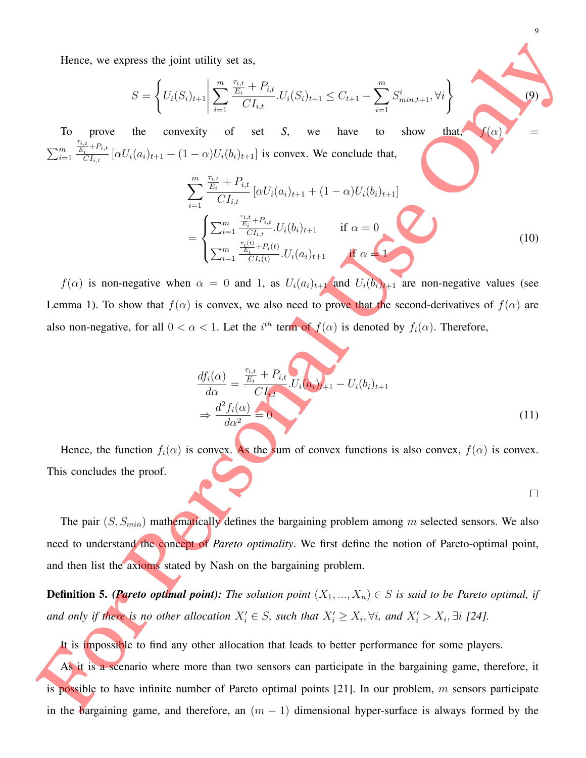Hence, we express the joint utility set as,

$$S = \left\{ U_i(S_i)_{t+1} \middle| \sum_{i=1}^{m} \frac{\frac{\tau_{i,t}}{E_i} + P_{i,t}}{CI_{i,t}} . U_i(S_i)_{t+1} \leq C_{t+1} - \sum_{i=1}^{m} S^i_{min,t+1}, \forall i \right\} \tag{9}$$

To prove the convexity of set $S$, we have to show that, $f(\alpha) = \sum_{i=1}^{m} \frac{\frac{\tau_{i,t}}{E_i}+P_{i,t}}{CI_{i,t}} \left[\alpha U_i(a_i)_{t+1} + (1-\alpha)U_i(b_i)_{t+1}\right]$ is convex. We conclude that,

$$\begin{aligned} &\sum_{i=1}^{m} \frac{\frac{\tau_{i,t}}{E_i} + P_{i,t}}{CI_{i,t}} \left[\alpha U_i(a_i)_{t+1} + (1-\alpha)U_i(b_i)_{t+1}\right] \\ &= \begin{cases} \sum_{i=1}^{m} \frac{\frac{\tau_{i,t}}{E_i}+P_{i,t}}{CI_{i,t}} . U_i(b_i)_{t+1} & \text{if } \alpha = 0 \\ \sum_{i=1}^{m} \frac{\frac{\tau_i(t)}{E_i}+P_i(t)}{CI_i(t)} . U_i(a_i)_{t+1} & \text{if } \alpha = 1 \end{cases} \end{aligned} \tag{10}$$

$f(\alpha)$ is non-negative when $\alpha = 0$ and 1, as $U_i(a_i)_{t+1}$ and $U_i(b_i)_{t+1}$ are non-negative values (see Lemma 1). To show that $f(\alpha)$ is convex, we also need to prove that the second-derivatives of $f(\alpha)$ are also non-negative, for all $0 < \alpha < 1$. Let the $i^{th}$ term of $f(\alpha)$ is denoted by $f_i(\alpha)$. Therefore,

$$\begin{aligned} &\frac{df_i(\alpha)}{d\alpha} = \frac{\frac{\tau_{i,t}}{E_i} + P_{i,t}}{CI_{i,t}} . U_i(a_i)_{t+1} - U_i(b_i)_{t+1} \\ &\Rightarrow \frac{d^2 f_i(\alpha)}{d\alpha^2} = 0 \end{aligned} \tag{11}$$

Hence, the function $f_i(\alpha)$ is convex. As the sum of convex functions is also convex, $f(\alpha)$ is convex. This concludes the proof.

□

The pair $(S, S_{min})$ mathematically defines the bargaining problem among $m$ selected sensors. We also need to understand the concept of *Pareto optimality*. We first define the notion of Pareto-optimal point, and then list the axioms stated by Nash on the bargaining problem.

**Definition 5.** ***(Pareto optimal point):*** *The solution point $(X_1, ..., X_n) \in S$ is said to be Pareto optimal, if and only if there is no other allocation $X_i' \in S$, such that $X_i' \geq X_i, \forall i$, and $X_i' > X_i, \exists i$ [24].*

It is impossible to find any other allocation that leads to better performance for some players.

As it is a scenario where more than two sensors can participate in the bargaining game, therefore, it is possible to have infinite number of Pareto optimal points [21]. In our problem, $m$ sensors participate in the bargaining game, and therefore, an $(m-1)$ dimensional hyper-surface is always formed by the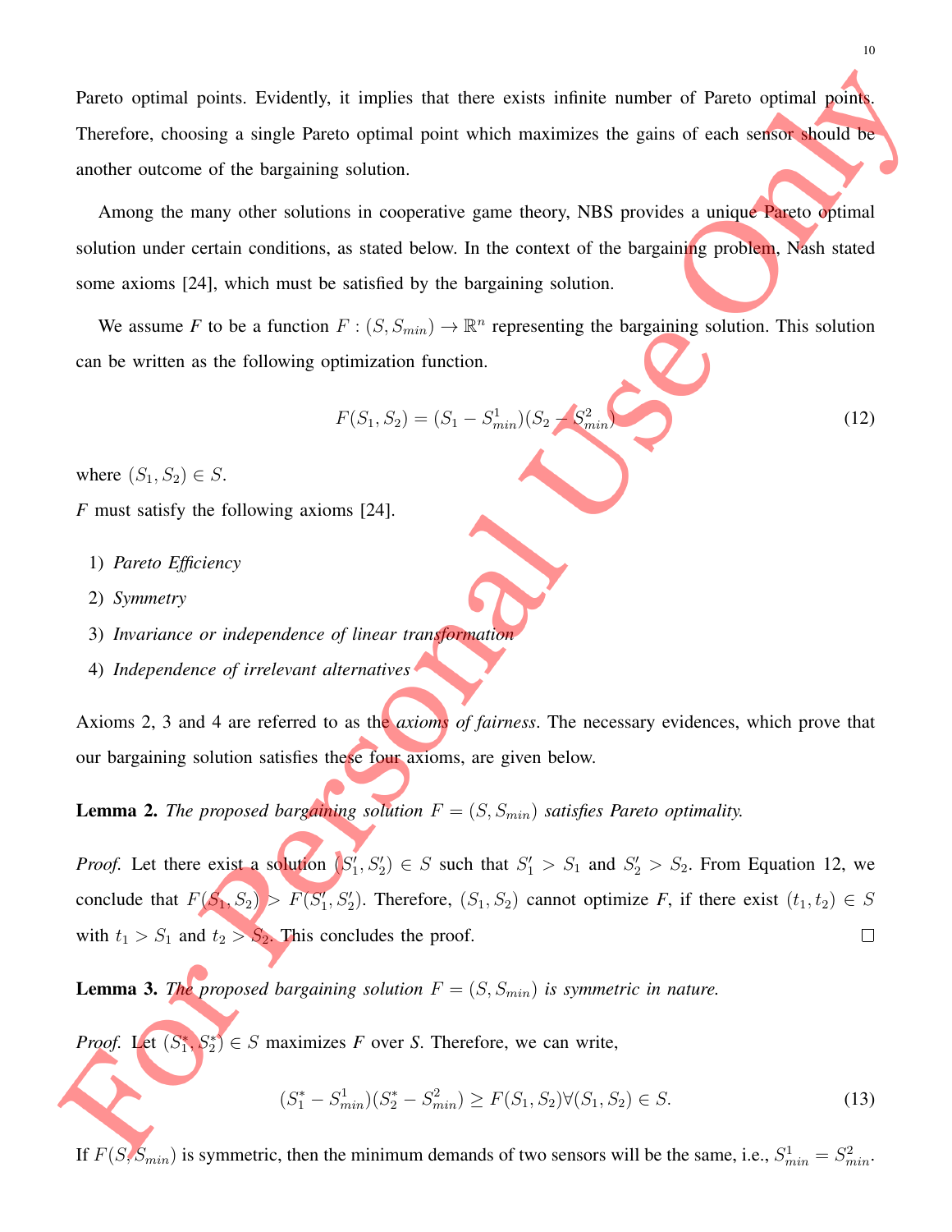Pareto optimal points. Evidently, it implies that there exists infinite number of Pareto optimal points. Therefore, choosing a single Pareto optimal point which maximizes the gains of each sensor should be another outcome of the bargaining solution.

Among the many other solutions in cooperative game theory, NBS provides a unique Pareto optimal solution under certain conditions, as stated below. In the context of the bargaining problem, Nash stated some axioms [24], which must be satisfied by the bargaining solution.

We assume $F$ to be a function $F : (S, S_{min}) \rightarrow \mathbb{R}^n$ representing the bargaining solution. This solution can be written as the following optimization function.

$$F(S_1, S_2) = (S_1 - S^1_{min})(S_2 - S^2_{min}) \tag{12}$$

where $(S_1, S_2) \in S$.

$F$ must satisfy the following axioms [24].

1) *Pareto Efficiency*
2) *Symmetry*
3) *Invariance or independence of linear transformation*
4) *Independence of irrelevant alternatives*

Axioms 2, 3 and 4 are referred to as the *axioms of fairness*. The necessary evidences, which prove that our bargaining solution satisfies these four axioms, are given below.

**Lemma 2.** *The proposed bargaining solution $F = (S, S_{min})$ satisfies Pareto optimality.*

*Proof.* Let there exist a solution $(S'_1, S'_2) \in S$ such that $S'_1 > S_1$ and $S'_2 > S_2$. From Equation 12, we conclude that $F(S_1, S_2) > F(S'_1, S'_2)$. Therefore, $(S_1, S_2)$ cannot optimize $F$, if there exist $(t_1, t_2) \in S$ with $t_1 > S_1$ and $t_2 > S_2$. This concludes the proof. □

**Lemma 3.** *The proposed bargaining solution $F = (S, S_{min})$ is symmetric in nature.*

*Proof.* Let $(S^*_1, S^*_2) \in S$ maximizes $F$ over $S$. Therefore, we can write,

$$(S^*_1 - S^1_{min})(S^*_2 - S^2_{min}) \geq F(S_1, S_2) \forall (S_1, S_2) \in S. \tag{13}$$

If $F(S, S_{min})$ is symmetric, then the minimum demands of two sensors will be the same, i.e., $S^1_{min} = S^2_{min}$.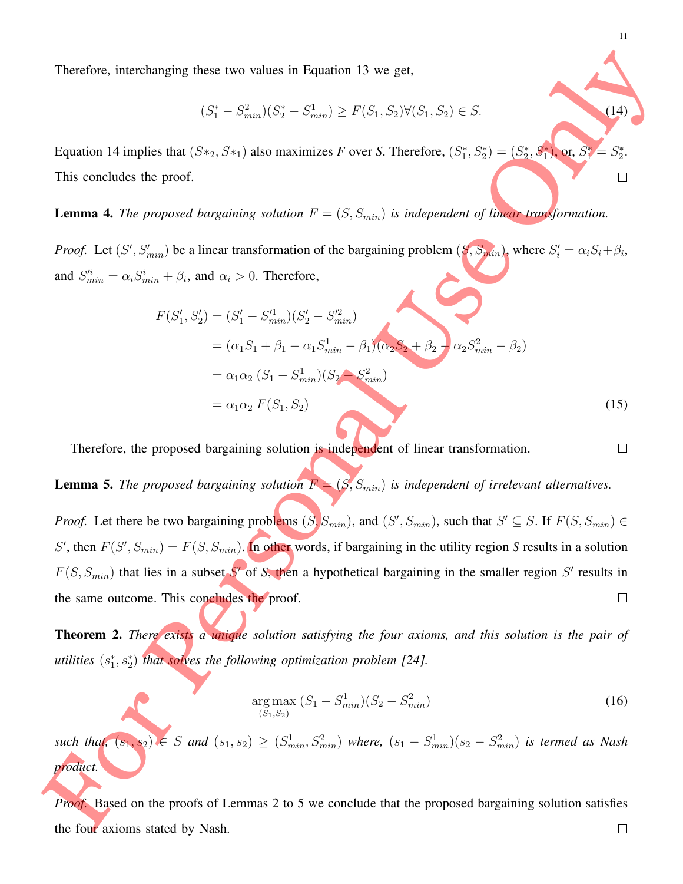Therefore, interchanging these two values in Equation 13 we get,

$$(S_1^* - S_{min}^2)(S_2^* - S_{min}^1) \geq F(S_1, S_2) \forall (S_1, S_2) \in S. \tag{14}$$

Equation 14 implies that $(S*_2, S*_1)$ also maximizes *F* over *S*. Therefore, $(S_1^*, S_2^*) = (S_2^*, S_1^*)$, or, $S_1^* = S_2^*$. This concludes the proof. □

**Lemma 4.** *The proposed bargaining solution $F = (S, S_{min})$ is independent of linear transformation.*

*Proof.* Let $(S', S'_{min})$ be a linear transformation of the bargaining problem $(S, S_{min})$, where $S'_i = \alpha_i S_i + \beta_i$, and $S'^i_{min} = \alpha_i S^i_{min} + \beta_i$, and $\alpha_i > 0$. Therefore,

$$\begin{aligned}
F(S'_1, S'_2) &= (S'_1 - S'^1_{min})(S'_2 - S'^2_{min}) \\
&= (\alpha_1 S_1 + \beta_1 - \alpha_1 S^1_{min} - \beta_1)(\alpha_2 S_2 + \beta_2 - \alpha_2 S^2_{min} - \beta_2) \\
&= \alpha_1 \alpha_2 \, (S_1 - S^1_{min})(S_2 - S^2_{min}) \\
&= \alpha_1 \alpha_2 \, F(S_1, S_2)
\end{aligned} \tag{15}$$

Therefore, the proposed bargaining solution is independent of linear transformation. □

**Lemma 5.** *The proposed bargaining solution $F = (S, S_{min})$ is independent of irrelevant alternatives.*

*Proof.* Let there be two bargaining problems $(S, S_{min})$, and $(S', S_{min})$, such that $S' \subseteq S$. If $F(S, S_{min}) \in S'$, then $F(S', S_{min}) = F(S, S_{min})$. In other words, if bargaining in the utility region *S* results in a solution $F(S, S_{min})$ that lies in a subset $S'$ of *S*, then a hypothetical bargaining in the smaller region $S'$ results in the same outcome. This concludes the proof. □

**Theorem 2.** *There exists a unique solution satisfying the four axioms, and this solution is the pair of utilities $(s_1^*, s_2^*)$ that solves the following optimization problem [24].*

$$\underset{(S_1, S_2)}{\arg\max} \, (S_1 - S^1_{min})(S_2 - S^2_{min}) \tag{16}$$

*such that, $(s_1, s_2) \in S$ and $(s_1, s_2) \geq (S^1_{min}, S^2_{min})$ where, $(s_1 - S^1_{min})(s_2 - S^2_{min})$ is termed as Nash product.*

*Proof.* Based on the proofs of Lemmas 2 to 5 we conclude that the proposed bargaining solution satisfies the four axioms stated by Nash. □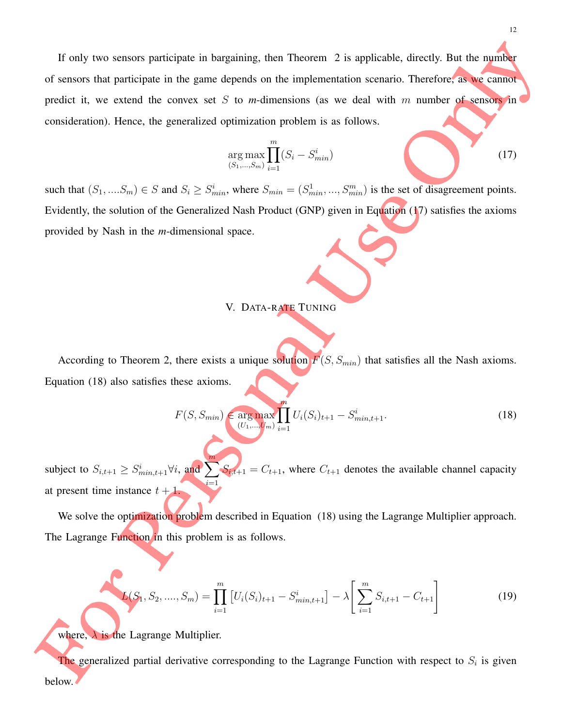If only two sensors participate in bargaining, then Theorem 2 is applicable, directly. But the number of sensors that participate in the game depends on the implementation scenario. Therefore, as we cannot predict it, we extend the convex set $S$ to *m*-dimensions (as we deal with $m$ number of sensors in consideration). Hence, the generalized optimization problem is as follows.

$$\underset{(S_1,...,S_m)}{\arg\max} \prod_{i=1}^{m} (S_i - S_{min}^i) \tag{17}$$

such that $(S_1, ....S_m) \in S$ and $S_i \geq S_{min}^i$, where $S_{min} = (S_{min}^1, ..., S_{min}^m)$ is the set of disagreement points. Evidently, the solution of the Generalized Nash Product (GNP) given in Equation (17) satisfies the axioms provided by Nash in the *m*-dimensional space.

## V. Data-rate Tuning

According to Theorem 2, there exists a unique solution $F(S, S_{min})$ that satisfies all the Nash axioms. Equation (18) also satisfies these axioms.

$$F(S, S_{min}) \in \underset{(U_1,...,U_m)}{\arg\max} \prod_{i=1}^{m} U_i(S_i)_{t+1} - S_{min,t+1}^i. \tag{18}$$

subject to $S_{i,t+1} \geq S_{min,t+1}^i \forall i$, and $\sum_{i=1}^{m} S_{i,t+1} = C_{t+1}$, where $C_{t+1}$ denotes the available channel capacity at present time instance $t+1$.

We solve the optimization problem described in Equation (18) using the Lagrange Multiplier approach. The Lagrange Function in this problem is as follows.

$$L(S_1, S_2, ...., S_m) = \prod_{i=1}^{m} \left[U_i(S_i)_{t+1} - S_{min,t+1}^i\right] - \lambda \left[\sum_{i=1}^{m} S_{i,t+1} - C_{t+1}\right] \tag{19}$$

where, $\lambda$ is the Lagrange Multiplier.

The generalized partial derivative corresponding to the Lagrange Function with respect to $S_i$ is given below.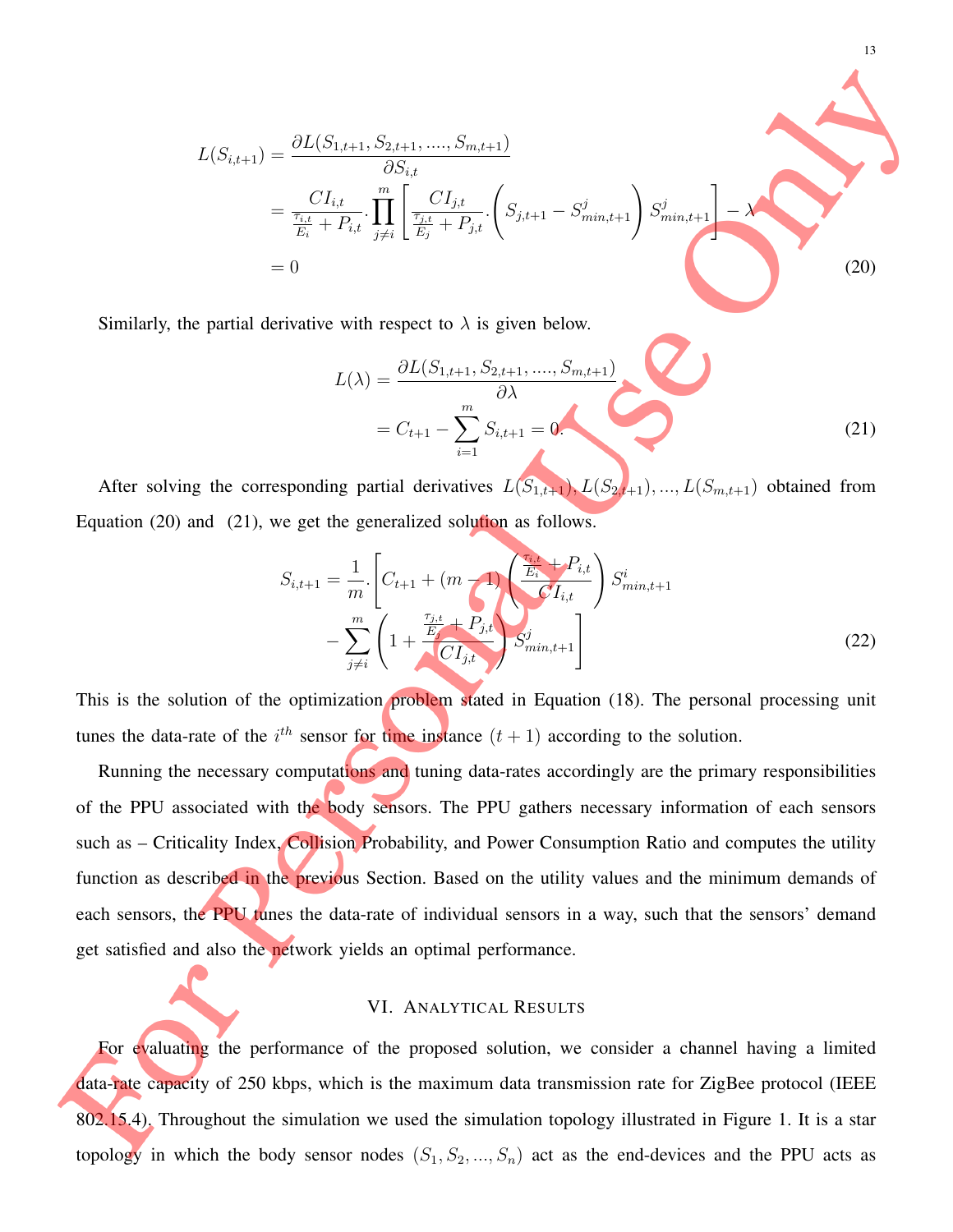$$
\begin{aligned}
L(S_{i,t+1}) &= \frac{\partial L(S_{1,t+1}, S_{2,t+1}, ...., S_{m,t+1})}{\partial S_{i,t}} \\
&= \frac{CI_{i,t}}{\frac{\tau_{i,t}}{E_i} + P_{i,t}} . \prod_{j \neq i}^{m} \left[ \frac{CI_{j,t}}{\frac{\tau_{j,t}}{E_j} + P_{j,t}} . \left( S_{j,t+1} - S^{j}_{min,t+1} \right) S^{j}_{min,t+1} \right] - \lambda \\
&= 0
\end{aligned} \tag{20}
$$

Similarly, the partial derivative with respect to $\lambda$ is given below.

$$
\begin{aligned}
L(\lambda) &= \frac{\partial L(S_{1,t+1}, S_{2,t+1}, ...., S_{m,t+1})}{\partial \lambda} \\
&= C_{t+1} - \sum_{i=1}^{m} S_{i,t+1} = 0.
\end{aligned} \tag{21}
$$

After solving the corresponding partial derivatives $L(S_{1,t+1}), L(S_{2,t+1}), ..., L(S_{m,t+1})$ obtained from Equation (20) and (21), we get the generalized solution as follows.

$$
\begin{aligned}
S_{i,t+1} = \frac{1}{m} . \Bigg[ & C_{t+1} + (m-1) \left( \frac{\frac{\tau_{i,t}}{E_i} + P_{i,t}}{CI_{i,t}} \right) S^{i}_{min,t+1} \\
& - \sum_{j \neq i}^{m} \left( 1 + \frac{\frac{\tau_{j,t}}{E_j} + P_{j,t}}{CI_{j,t}} \right) S^{j}_{min,t+1} \Bigg]
\end{aligned} \tag{22}
$$

This is the solution of the optimization problem stated in Equation (18). The personal processing unit tunes the data-rate of the $i^{th}$ sensor for time instance $(t+1)$ according to the solution.

Running the necessary computations and tuning data-rates accordingly are the primary responsibilities of the PPU associated with the body sensors. The PPU gathers necessary information of each sensors such as – Criticality Index, Collision Probability, and Power Consumption Ratio and computes the utility function as described in the previous Section. Based on the utility values and the minimum demands of each sensors, the PPU tunes the data-rate of individual sensors in a way, such that the sensors' demand get satisfied and also the network yields an optimal performance.

## VI. Analytical Results

For evaluating the performance of the proposed solution, we consider a channel having a limited data-rate capacity of 250 kbps, which is the maximum data transmission rate for ZigBee protocol (IEEE 802.15.4). Throughout the simulation we used the simulation topology illustrated in Figure 1. It is a star topology in which the body sensor nodes $(S_1, S_2, ..., S_n)$ act as the end-devices and the PPU acts as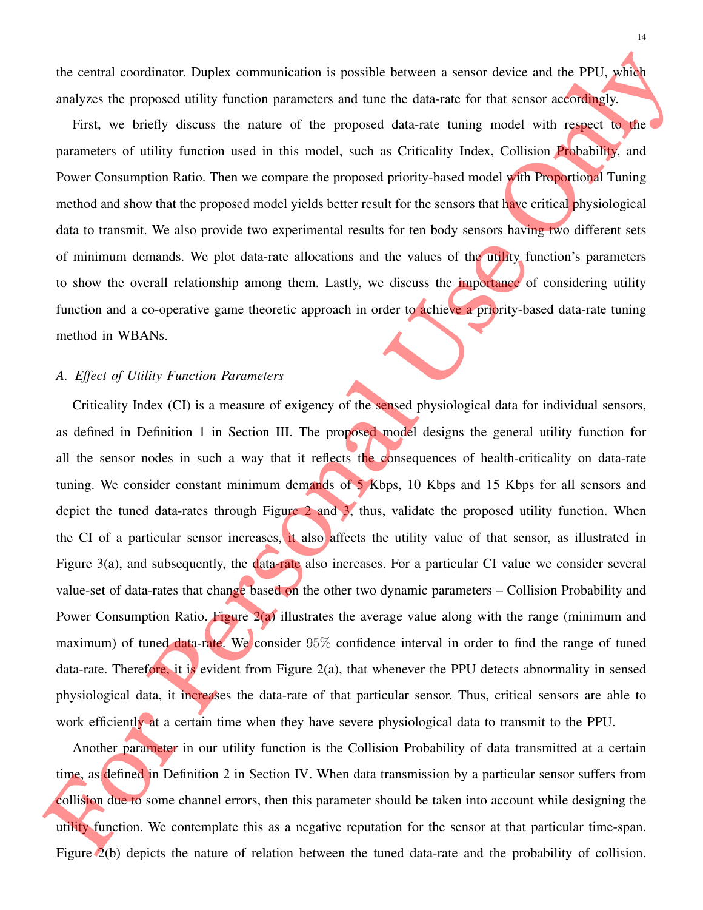the central coordinator. Duplex communication is possible between a sensor device and the PPU, which analyzes the proposed utility function parameters and tune the data-rate for that sensor accordingly.

First, we briefly discuss the nature of the proposed data-rate tuning model with respect to the parameters of utility function used in this model, such as Criticality Index, Collision Probability, and Power Consumption Ratio. Then we compare the proposed priority-based model with Proportional Tuning method and show that the proposed model yields better result for the sensors that have critical physiological data to transmit. We also provide two experimental results for ten body sensors having two different sets of minimum demands. We plot data-rate allocations and the values of the utility function's parameters to show the overall relationship among them. Lastly, we discuss the importance of considering utility function and a co-operative game theoretic approach in order to achieve a priority-based data-rate tuning method in WBANs.

### *A. Effect of Utility Function Parameters*

Criticality Index (CI) is a measure of exigency of the sensed physiological data for individual sensors, as defined in Definition 1 in Section III. The proposed model designs the general utility function for all the sensor nodes in such a way that it reflects the consequences of health-criticality on data-rate tuning. We consider constant minimum demands of 5 Kbps, 10 Kbps and 15 Kbps for all sensors and depict the tuned data-rates through Figure 2 and 3, thus, validate the proposed utility function. When the CI of a particular sensor increases, it also affects the utility value of that sensor, as illustrated in Figure 3(a), and subsequently, the data-rate also increases. For a particular CI value we consider several value-set of data-rates that change based on the other two dynamic parameters – Collision Probability and Power Consumption Ratio. Figure 2(a) illustrates the average value along with the range (minimum and maximum) of tuned data-rate. We consider $95\%$ confidence interval in order to find the range of tuned data-rate. Therefore, it is evident from Figure 2(a), that whenever the PPU detects abnormality in sensed physiological data, it increases the data-rate of that particular sensor. Thus, critical sensors are able to work efficiently at a certain time when they have severe physiological data to transmit to the PPU.

Another parameter in our utility function is the Collision Probability of data transmitted at a certain time, as defined in Definition 2 in Section IV. When data transmission by a particular sensor suffers from collision due to some channel errors, then this parameter should be taken into account while designing the utility function. We contemplate this as a negative reputation for the sensor at that particular time-span. Figure 2(b) depicts the nature of relation between the tuned data-rate and the probability of collision.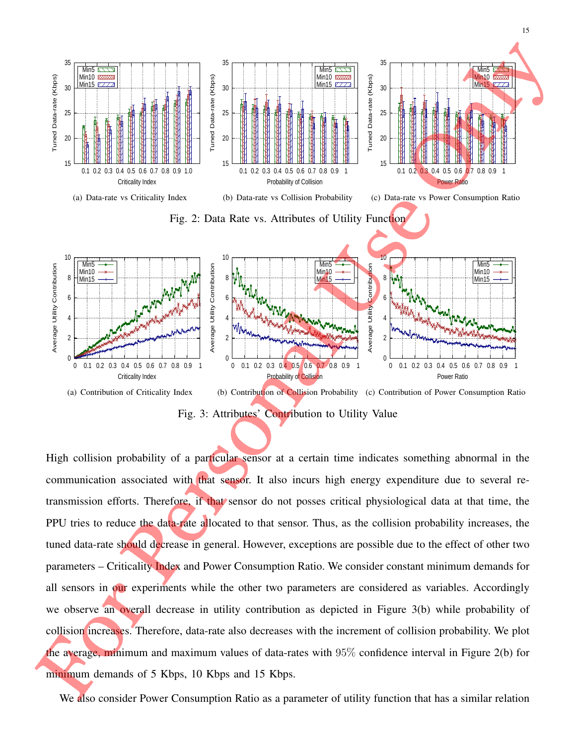(a) Data-rate vs Criticality Index

(b) Data-rate vs Collision Probability

(c) Data-rate vs Power Consumption Ratio

Fig. 2: Data Rate vs. Attributes of Utility Function

(a) Contribution of Criticality Index

(b) Contribution of Collision Probability

(c) Contribution of Power Consumption Ratio

Fig. 3: Attributes' Contribution to Utility Value

High collision probability of a particular sensor at a certain time indicates something abnormal in the communication associated with that sensor. It also incurs high energy expenditure due to several re-transmission efforts. Therefore, if that sensor do not posses critical physiological data at that time, the PPU tries to reduce the data-rate allocated to that sensor. Thus, as the collision probability increases, the tuned data-rate should decrease in general. However, exceptions are possible due to the effect of other two parameters – Criticality Index and Power Consumption Ratio. We consider constant minimum demands for all sensors in our experiments while the other two parameters are considered as variables. Accordingly we observe an overall decrease in utility contribution as depicted in Figure 3(b) while probability of collision increases. Therefore, data-rate also decreases with the increment of collision probability. We plot the average, minimum and maximum values of data-rates with $95\%$ confidence interval in Figure 2(b) for minimum demands of 5 Kbps, 10 Kbps and 15 Kbps.

We also consider Power Consumption Ratio as a parameter of utility function that has a similar relation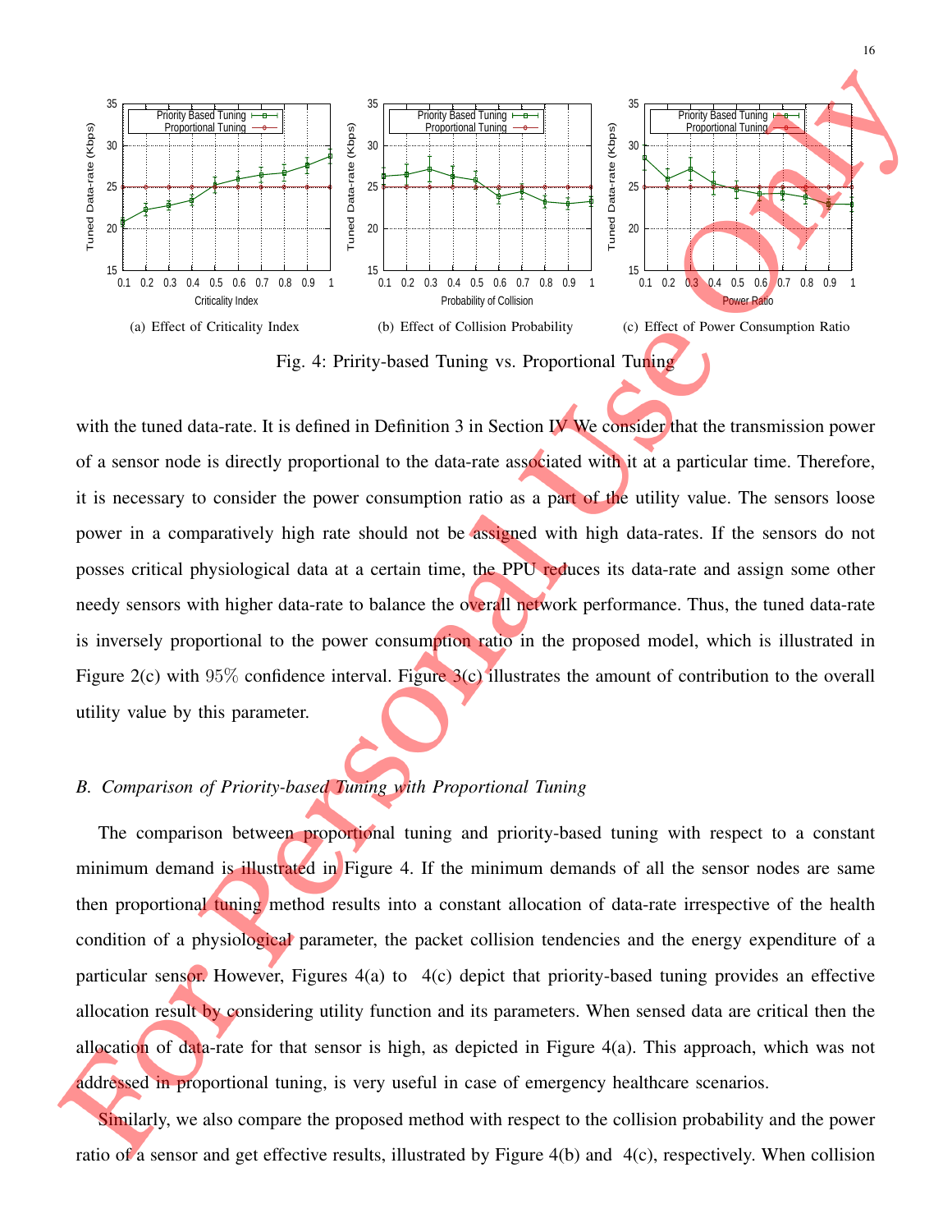(a) Effect of Criticality Index

(b) Effect of Collision Probability

(c) Effect of Power Consumption Ratio

Fig. 4: Pririty-based Tuning vs. Proportional Tuning

with the tuned data-rate. It is defined in Definition 3 in Section IV We consider that the transmission power of a sensor node is directly proportional to the data-rate associated with it at a particular time. Therefore, it is necessary to consider the power consumption ratio as a part of the utility value. The sensors loose power in a comparatively high rate should not be assigned with high data-rates. If the sensors do not posses critical physiological data at a certain time, the PPU reduces its data-rate and assign some other needy sensors with higher data-rate to balance the overall network performance. Thus, the tuned data-rate is inversely proportional to the power consumption ratio in the proposed model, which is illustrated in Figure 2(c) with $95\%$ confidence interval. Figure 3(c) illustrates the amount of contribution to the overall utility value by this parameter.

### *B. Comparison of Priority-based Tuning with Proportional Tuning*

The comparison between proportional tuning and priority-based tuning with respect to a constant minimum demand is illustrated in Figure 4. If the minimum demands of all the sensor nodes are same then proportional tuning method results into a constant allocation of data-rate irrespective of the health condition of a physiological parameter, the packet collision tendencies and the energy expenditure of a particular sensor. However, Figures 4(a) to 4(c) depict that priority-based tuning provides an effective allocation result by considering utility function and its parameters. When sensed data are critical then the allocation of data-rate for that sensor is high, as depicted in Figure 4(a). This approach, which was not addressed in proportional tuning, is very useful in case of emergency healthcare scenarios.

Similarly, we also compare the proposed method with respect to the collision probability and the power ratio of a sensor and get effective results, illustrated by Figure 4(b) and 4(c), respectively. When collision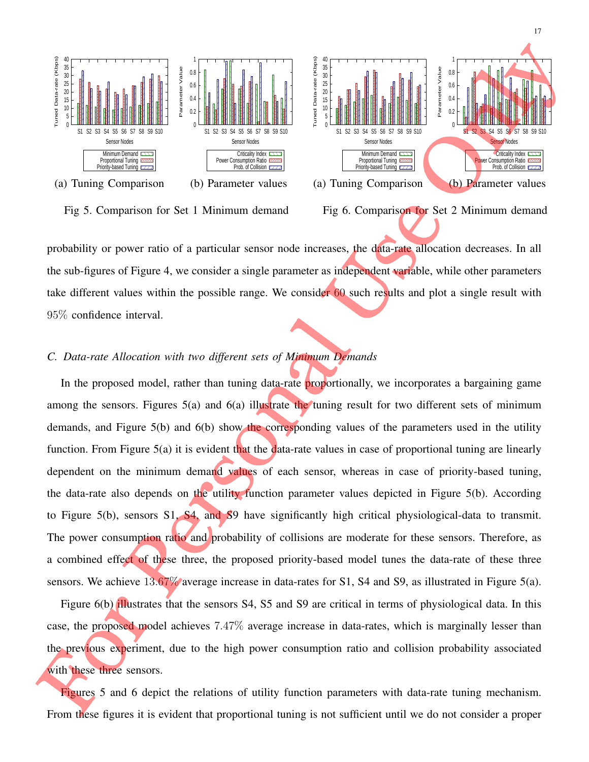(a) Tuning Comparison (b) Parameter values

Fig 5. Comparison for Set 1 Minimum demand

(a) Tuning Comparison (b) Parameter values

Fig 6. Comparison for Set 2 Minimum demand

probability or power ratio of a particular sensor node increases, the data-rate allocation decreases. In all the sub-figures of Figure 4, we consider a single parameter as independent variable, while other parameters take different values within the possible range. We consider $60$ such results and plot a single result with $95\%$ confidence interval.

### *C. Data-rate Allocation with two different sets of Minimum Demands*

In the proposed model, rather than tuning data-rate proportionally, we incorporates a bargaining game among the sensors. Figures 5(a) and 6(a) illustrate the tuning result for two different sets of minimum demands, and Figure 5(b) and 6(b) show the corresponding values of the parameters used in the utility function. From Figure 5(a) it is evident that the data-rate values in case of proportional tuning are linearly dependent on the minimum demand values of each sensor, whereas in case of priority-based tuning, the data-rate also depends on the utility function parameter values depicted in Figure 5(b). According to Figure 5(b), sensors S1, S4, and S9 have significantly high critical physiological-data to transmit. The power consumption ratio and probability of collisions are moderate for these sensors. Therefore, as a combined effect of these three, the proposed priority-based model tunes the data-rate of these three sensors. We achieve $13.67\%$ average increase in data-rates for S1, S4 and S9, as illustrated in Figure 5(a).

Figure 6(b) illustrates that the sensors S4, S5 and S9 are critical in terms of physiological data. In this case, the proposed model achieves $7.47\%$ average increase in data-rates, which is marginally lesser than the previous experiment, due to the high power consumption ratio and collision probability associated with these three sensors.

Figures 5 and 6 depict the relations of utility function parameters with data-rate tuning mechanism. From these figures it is evident that proportional tuning is not sufficient until we do not consider a proper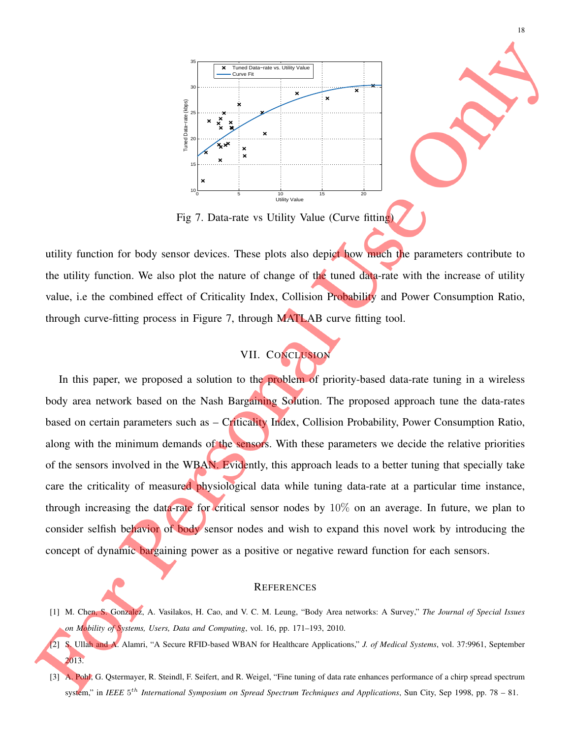Fig 7. Data-rate vs Utility Value (Curve fitting)

utility function for body sensor devices. These plots also depict how much the parameters contribute to the utility function. We also plot the nature of change of the tuned data-rate with the increase of utility value, i.e the combined effect of Criticality Index, Collision Probability and Power Consumption Ratio, through curve-fitting process in Figure 7, through MATLAB curve fitting tool.

## VII. Conclusion

In this paper, we proposed a solution to the problem of priority-based data-rate tuning in a wireless body area network based on the Nash Bargaining Solution. The proposed approach tune the data-rates based on certain parameters such as – Criticality Index, Collision Probability, Power Consumption Ratio, along with the minimum demands of the sensors. With these parameters we decide the relative priorities of the sensors involved in the WBAN. Evidently, this approach leads to a better tuning that specially take care the criticality of measured physiological data while tuning data-rate at a particular time instance, through increasing the data-rate for critical sensor nodes by $10\%$ on an average. In future, we plan to consider selfish behavior of body sensor nodes and wish to expand this novel work by introducing the concept of dynamic bargaining power as a positive or negative reward function for each sensors.

## References

[1] M. Chen, S. Gonzalez, A. Vasilakos, H. Cao, and V. C. M. Leung, "Body Area networks: A Survey," *The Journal of Special Issues on Mobility of Systems, Users, Data and Computing*, vol. 16, pp. 171–193, 2010.

[2] S. Ullah and A. Alamri, "A Secure RFID-based WBAN for Healthcare Applications," *J. of Medical Systems*, vol. 37:9961, September 2013.

[3] A. Pohl, G. Qstermayer, R. Steindl, F. Seifert, and R. Weigel, "Fine tuning of data rate enhances performance of a chirp spread spectrum system," in *IEEE $5^{th}$ International Symposium on Spread Spectrum Techniques and Applications*, Sun City, Sep 1998, pp. 78 – 81.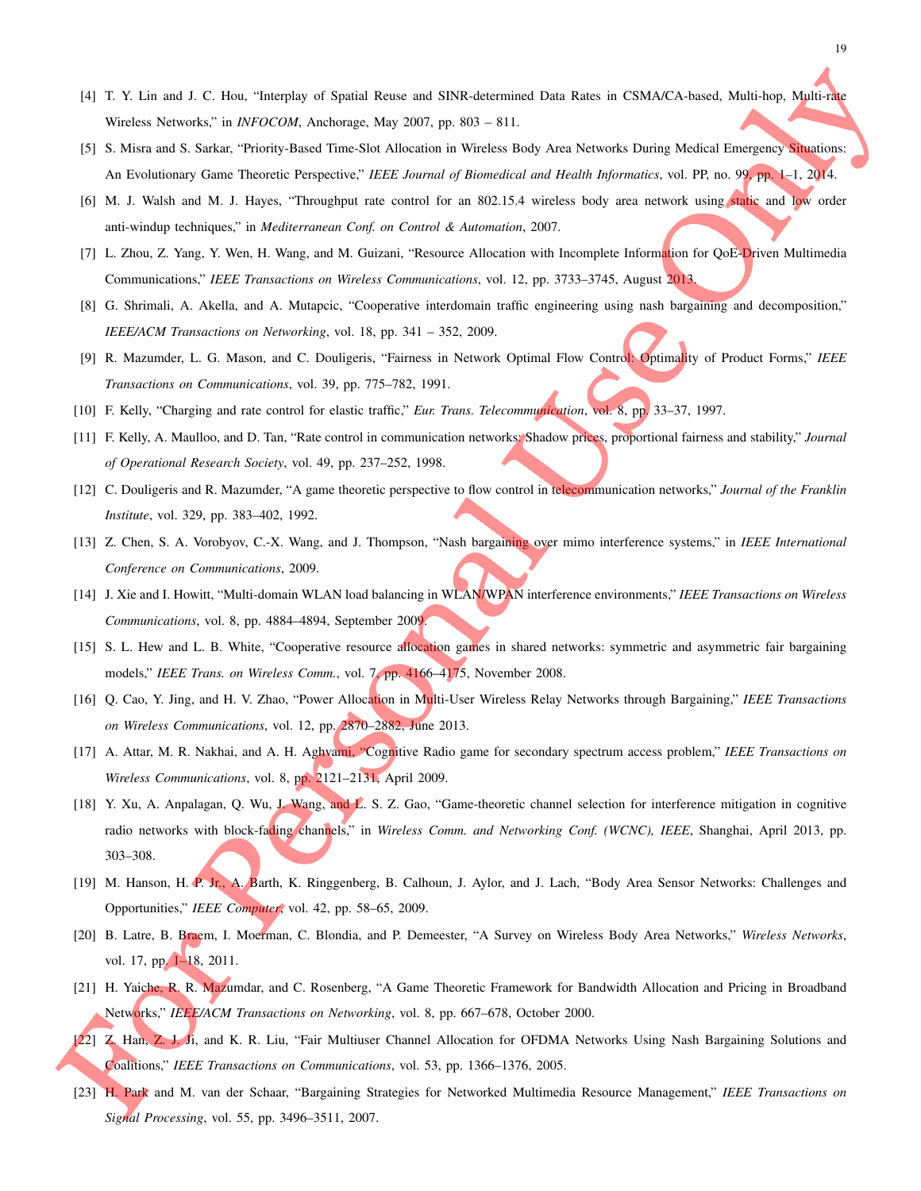[4] T. Y. Lin and J. C. Hou, "Interplay of Spatial Reuse and SINR-determined Data Rates in CSMA/CA-based, Multi-hop, Multi-rate Wireless Networks," in *INFOCOM*, Anchorage, May 2007, pp. 803 – 811.

[5] S. Misra and S. Sarkar, "Priority-Based Time-Slot Allocation in Wireless Body Area Networks During Medical Emergency Situations: An Evolutionary Game Theoretic Perspective," *IEEE Journal of Biomedical and Health Informatics*, vol. PP, no. 99, pp. 1–1, 2014.

[6] M. J. Walsh and M. J. Hayes, "Throughput rate control for an 802.15.4 wireless body area network using static and low order anti-windup techniques," in *Mediterranean Conf. on Control & Automation*, 2007.

[7] L. Zhou, Z. Yang, Y. Wen, H. Wang, and M. Guizani, "Resource Allocation with Incomplete Information for QoE-Driven Multimedia Communications," *IEEE Transactions on Wireless Communications*, vol. 12, pp. 3733–3745, August 2013.

[8] G. Shrimali, A. Akella, and A. Mutapcic, "Cooperative interdomain traffic engineering using nash bargaining and decomposition," *IEEE/ACM Transactions on Networking*, vol. 18, pp. 341 – 352, 2009.

[9] R. Mazumder, L. G. Mason, and C. Douligeris, "Fairness in Network Optimal Flow Control: Optimality of Product Forms," *IEEE Transactions on Communications*, vol. 39, pp. 775–782, 1991.

[10] F. Kelly, "Charging and rate control for elastic traffic," *Eur. Trans. Telecommunication*, vol. 8, pp. 33–37, 1997.

[11] F. Kelly, A. Maulloo, and D. Tan, "Rate control in communication networks: Shadow prices, proportional fairness and stability," *Journal of Operational Research Society*, vol. 49, pp. 237–252, 1998.

[12] C. Douligeris and R. Mazumder, "A game theoretic perspective to flow control in telecommunication networks," *Journal of the Franklin Institute*, vol. 329, pp. 383–402, 1992.

[13] Z. Chen, S. A. Vorobyov, C.-X. Wang, and J. Thompson, "Nash bargaining over mimo interference systems," in *IEEE International Conference on Communications*, 2009.

[14] J. Xie and I. Howitt, "Multi-domain WLAN load balancing in WLAN/WPAN interference environments," *IEEE Transactions on Wireless Communications*, vol. 8, pp. 4884–4894, September 2009.

[15] S. L. Hew and L. B. White, "Cooperative resource allocation games in shared networks: symmetric and asymmetric fair bargaining models," *IEEE Trans. on Wireless Comm.*, vol. 7, pp. 4166–4175, November 2008.

[16] Q. Cao, Y. Jing, and H. V. Zhao, "Power Allocation in Multi-User Wireless Relay Networks through Bargaining," *IEEE Transactions on Wireless Communications*, vol. 12, pp. 2870–2882, June 2013.

[17] A. Attar, M. R. Nakhai, and A. H. Aghvami, "Cognitive Radio game for secondary spectrum access problem," *IEEE Transactions on Wireless Communications*, vol. 8, pp. 2121–2131, April 2009.

[18] Y. Xu, A. Anpalagan, Q. Wu, J. Wang, and L. S. Z. Gao, "Game-theoretic channel selection for interference mitigation in cognitive radio networks with block-fading channels," in *Wireless Comm. and Networking Conf. (WCNC), IEEE*, Shanghai, April 2013, pp. 303–308.

[19] M. Hanson, H. P. Jr., A. Barth, K. Ringgenberg, B. Calhoun, J. Aylor, and J. Lach, "Body Area Sensor Networks: Challenges and Opportunities," *IEEE Computer*, vol. 42, pp. 58–65, 2009.

[20] B. Latre, B. Braem, I. Moerman, C. Blondia, and P. Demeester, "A Survey on Wireless Body Area Networks," *Wireless Networks*, vol. 17, pp. 1–18, 2011.

[21] H. Yaiche, R. R. Mazumdar, and C. Rosenberg, "A Game Theoretic Framework for Bandwidth Allocation and Pricing in Broadband Networks," *IEEE/ACM Transactions on Networking*, vol. 8, pp. 667–678, October 2000.

[22] Z. Han, Z. J. Ji, and K. R. Liu, "Fair Multiuser Channel Allocation for OFDMA Networks Using Nash Bargaining Solutions and Coalitions," *IEEE Transactions on Communications*, vol. 53, pp. 1366–1376, 2005.

[23] H. Park and M. van der Schaar, "Bargaining Strategies for Networked Multimedia Resource Management," *IEEE Transactions on Signal Processing*, vol. 55, pp. 3496–3511, 2007.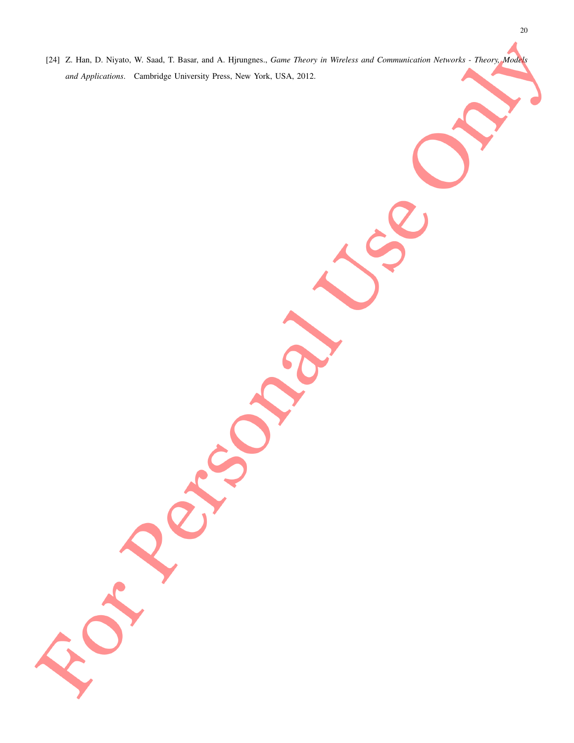[24] Z. Han, D. Niyato, W. Saad, T. Basar, and A. Hjrungnes., *Game Theory in Wireless and Communication Networks - Theory, Models and Applications*. Cambridge University Press, New York, USA, 2012.